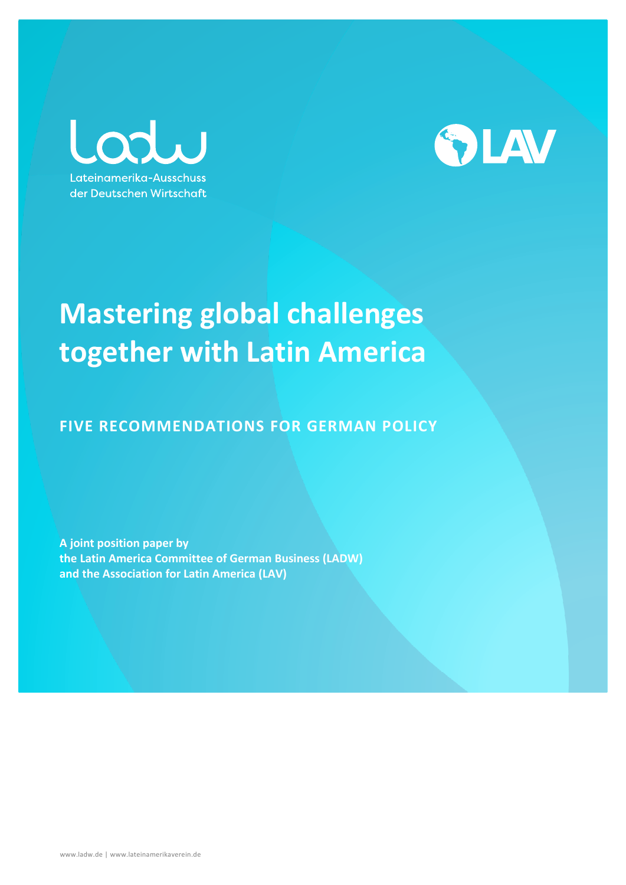Lateinamerika-Ausschuss der Deutschen Wirtschaft

LAV

# Mastering global challenges together with Latin America

## FIVE RECOMMENDATIONS FOR GERMAN POLICY

**A joint position paper by the Latin America Committee of German Business (LADW) and the Association for Latin America (LAV)**

www.ladw.de | www.lateinamerikaverein.de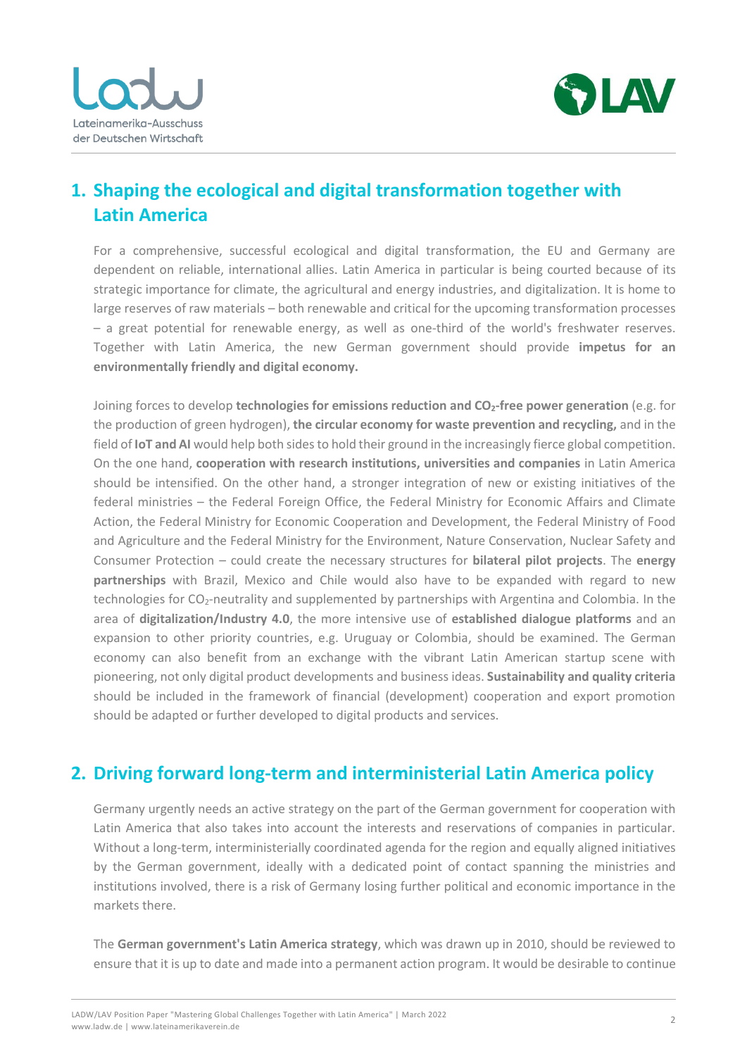## 1. Shaping the ecological and digital transformation together with Latin America

For a comprehensive, successful ecological and digital transformation, the EU and Germany are dependent on reliable, international allies. Latin America in particular is being courted because of its strategic importance for climate, the agricultural and energy industries, and digitalization. It is home to large reserves of raw materials – both renewable and critical for the upcoming transformation processes – a great potential for renewable energy, as well as one-third of the world's freshwater reserves. Together with Latin America, the new German government should provide **impetus for an environmentally friendly and digital economy.**

Joining forces to develop **technologies for emissions reduction and $CO_2$-free power generation** (e.g. for the production of green hydrogen), **the circular economy for waste prevention and recycling,** and in the field of **IoT and AI** would help both sides to hold their ground in the increasingly fierce global competition. On the one hand, **cooperation with research institutions, universities and companies** in Latin America should be intensified. On the other hand, a stronger integration of new or existing initiatives of the federal ministries – the Federal Foreign Office, the Federal Ministry for Economic Affairs and Climate Action, the Federal Ministry for Economic Cooperation and Development, the Federal Ministry of Food and Agriculture and the Federal Ministry for the Environment, Nature Conservation, Nuclear Safety and Consumer Protection – could create the necessary structures for **bilateral pilot projects**. The **energy partnerships** with Brazil, Mexico and Chile would also have to be expanded with regard to new technologies for $CO_2$-neutrality and supplemented by partnerships with Argentina and Colombia. In the area of **digitalization/Industry 4.0**, the more intensive use of **established dialogue platforms** and an expansion to other priority countries, e.g. Uruguay or Colombia, should be examined. The German economy can also benefit from an exchange with the vibrant Latin American startup scene with pioneering, not only digital product developments and business ideas. **Sustainability and quality criteria** should be included in the framework of financial (development) cooperation and export promotion should be adapted or further developed to digital products and services.

## 2. Driving forward long-term and interministerial Latin America policy

Germany urgently needs an active strategy on the part of the German government for cooperation with Latin America that also takes into account the interests and reservations of companies in particular. Without a long-term, interministerially coordinated agenda for the region and equally aligned initiatives by the German government, ideally with a dedicated point of contact spanning the ministries and institutions involved, there is a risk of Germany losing further political and economic importance in the markets there.

The **German government's Latin America strategy**, which was drawn up in 2010, should be reviewed to ensure that it is up to date and made into a permanent action program. It would be desirable to continue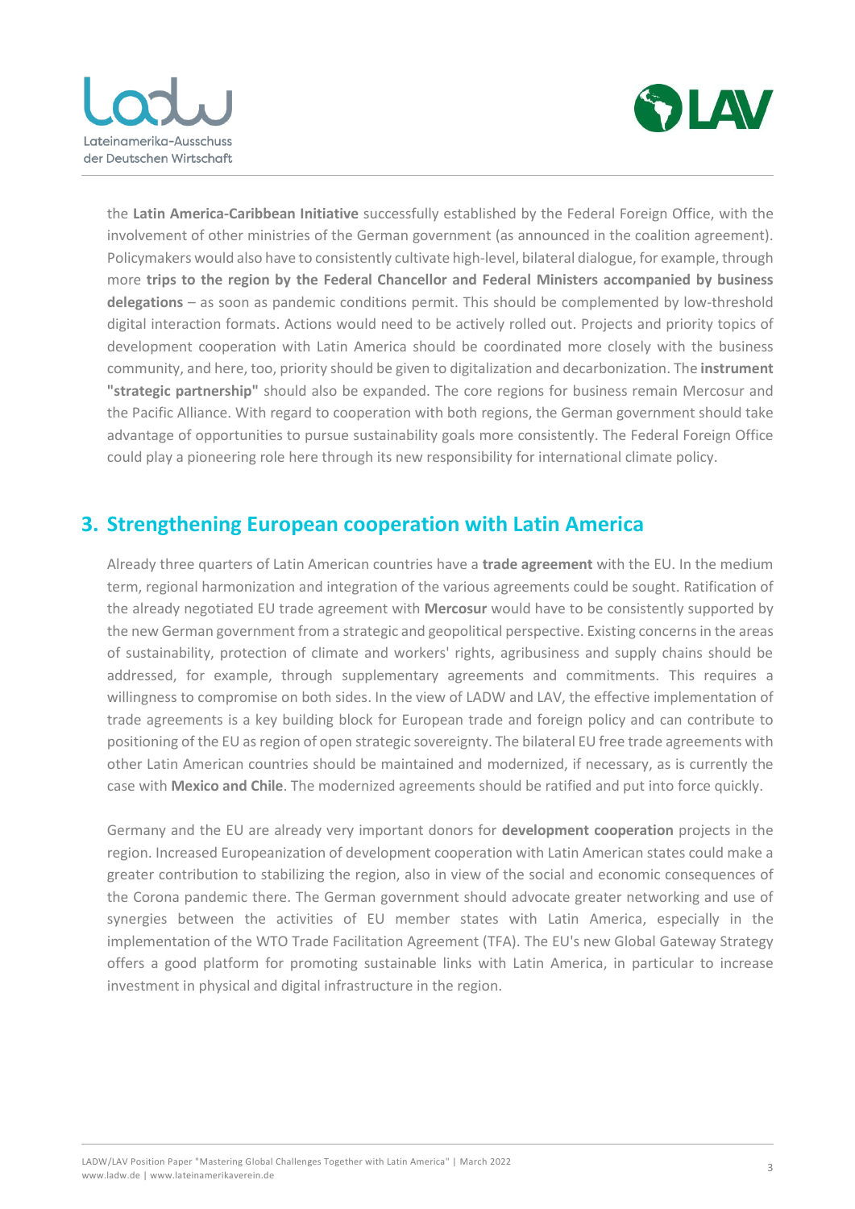the **Latin America-Caribbean Initiative** successfully established by the Federal Foreign Office, with the involvement of other ministries of the German government (as announced in the coalition agreement). Policymakers would also have to consistently cultivate high-level, bilateral dialogue, for example, through more **trips to the region by the Federal Chancellor and Federal Ministers accompanied by business delegations** – as soon as pandemic conditions permit. This should be complemented by low-threshold digital interaction formats. Actions would need to be actively rolled out. Projects and priority topics of development cooperation with Latin America should be coordinated more closely with the business community, and here, too, priority should be given to digitalization and decarbonization. The **instrument "strategic partnership"** should also be expanded. The core regions for business remain Mercosur and the Pacific Alliance. With regard to cooperation with both regions, the German government should take advantage of opportunities to pursue sustainability goals more consistently. The Federal Foreign Office could play a pioneering role here through its new responsibility for international climate policy.

## 3. Strengthening European cooperation with Latin America

Already three quarters of Latin American countries have a **trade agreement** with the EU. In the medium term, regional harmonization and integration of the various agreements could be sought. Ratification of the already negotiated EU trade agreement with **Mercosur** would have to be consistently supported by the new German government from a strategic and geopolitical perspective. Existing concerns in the areas of sustainability, protection of climate and workers' rights, agribusiness and supply chains should be addressed, for example, through supplementary agreements and commitments. This requires a willingness to compromise on both sides. In the view of LADW and LAV, the effective implementation of trade agreements is a key building block for European trade and foreign policy and can contribute to positioning of the EU as region of open strategic sovereignty. The bilateral EU free trade agreements with other Latin American countries should be maintained and modernized, if necessary, as is currently the case with **Mexico and Chile**. The modernized agreements should be ratified and put into force quickly.

Germany and the EU are already very important donors for **development cooperation** projects in the region. Increased Europeanization of development cooperation with Latin American states could make a greater contribution to stabilizing the region, also in view of the social and economic consequences of the Corona pandemic there. The German government should advocate greater networking and use of synergies between the activities of EU member states with Latin America, especially in the implementation of the WTO Trade Facilitation Agreement (TFA). The EU's new Global Gateway Strategy offers a good platform for promoting sustainable links with Latin America, in particular to increase investment in physical and digital infrastructure in the region.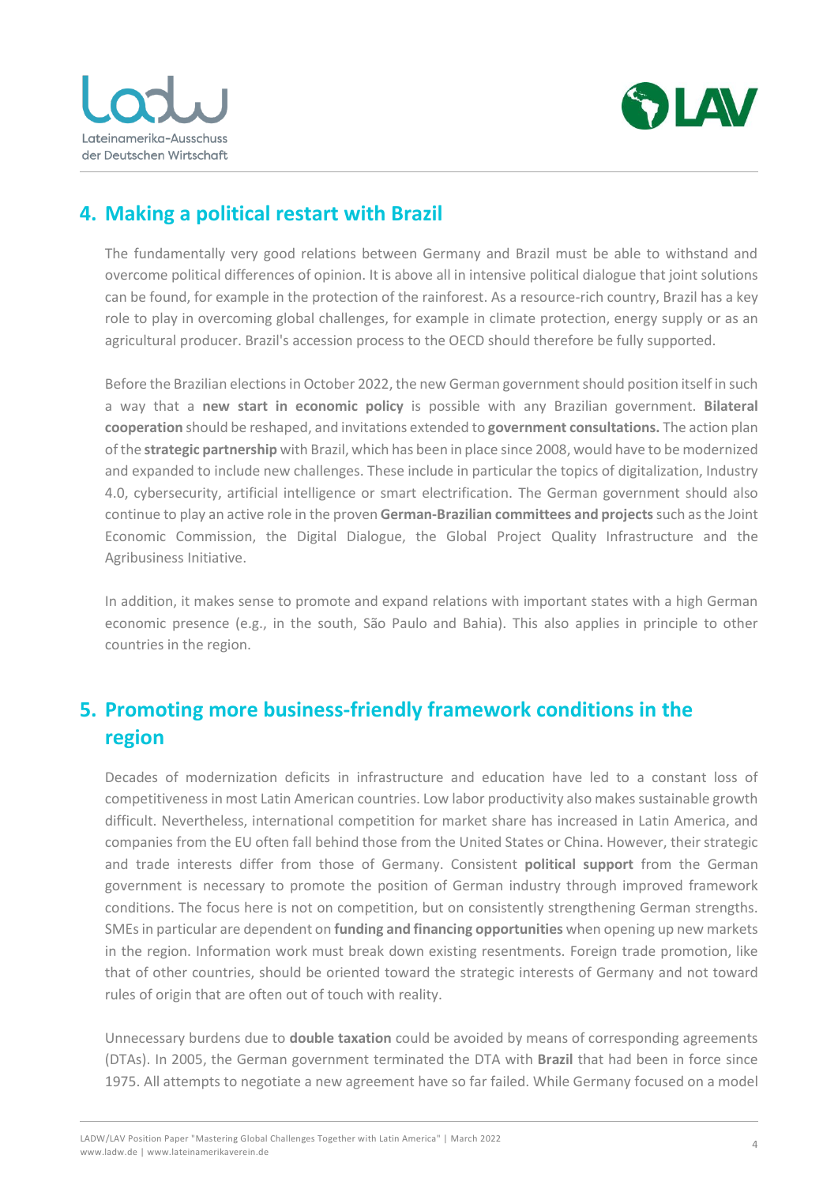## 4. Making a political restart with Brazil

The fundamentally very good relations between Germany and Brazil must be able to withstand and overcome political differences of opinion. It is above all in intensive political dialogue that joint solutions can be found, for example in the protection of the rainforest. As a resource-rich country, Brazil has a key role to play in overcoming global challenges, for example in climate protection, energy supply or as an agricultural producer. Brazil's accession process to the OECD should therefore be fully supported.

Before the Brazilian elections in October 2022, the new German government should position itself in such a way that a **new start in economic policy** is possible with any Brazilian government. **Bilateral cooperation** should be reshaped, and invitations extended to **government consultations.** The action plan of the **strategic partnership** with Brazil, which has been in place since 2008, would have to be modernized and expanded to include new challenges. These include in particular the topics of digitalization, Industry 4.0, cybersecurity, artificial intelligence or smart electrification. The German government should also continue to play an active role in the proven **German-Brazilian committees and projects** such as the Joint Economic Commission, the Digital Dialogue, the Global Project Quality Infrastructure and the Agribusiness Initiative.

In addition, it makes sense to promote and expand relations with important states with a high German economic presence (e.g., in the south, São Paulo and Bahia). This also applies in principle to other countries in the region.

## 5. Promoting more business-friendly framework conditions in the region

Decades of modernization deficits in infrastructure and education have led to a constant loss of competitiveness in most Latin American countries. Low labor productivity also makes sustainable growth difficult. Nevertheless, international competition for market share has increased in Latin America, and companies from the EU often fall behind those from the United States or China. However, their strategic and trade interests differ from those of Germany. Consistent **political support** from the German government is necessary to promote the position of German industry through improved framework conditions. The focus here is not on competition, but on consistently strengthening German strengths. SMEs in particular are dependent on **funding and financing opportunities** when opening up new markets in the region. Information work must break down existing resentments. Foreign trade promotion, like that of other countries, should be oriented toward the strategic interests of Germany and not toward rules of origin that are often out of touch with reality.

Unnecessary burdens due to **double taxation** could be avoided by means of corresponding agreements (DTAs). In 2005, the German government terminated the DTA with **Brazil** that had been in force since 1975. All attempts to negotiate a new agreement have so far failed. While Germany focused on a model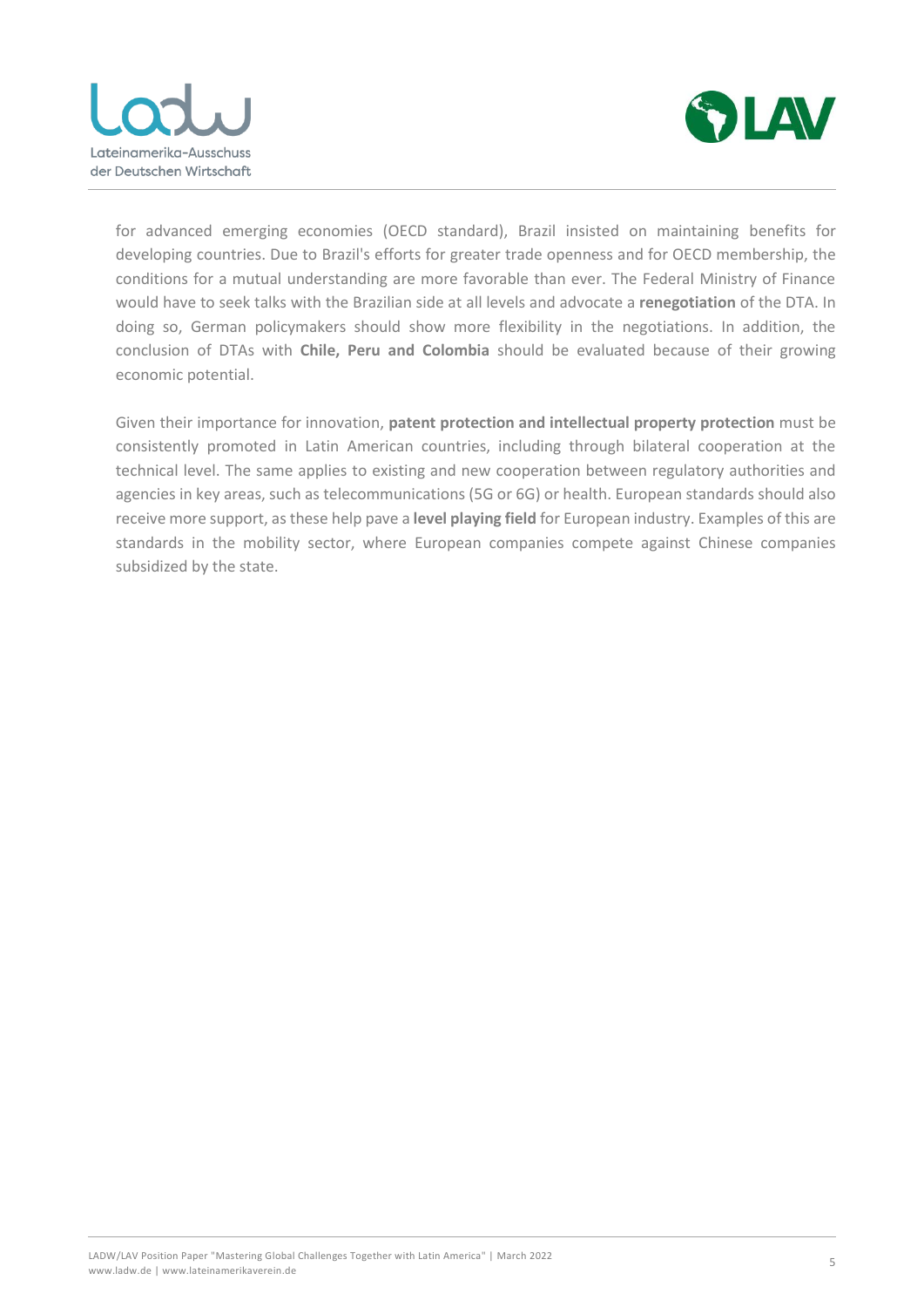for advanced emerging economies (OECD standard), Brazil insisted on maintaining benefits for developing countries. Due to Brazil's efforts for greater trade openness and for OECD membership, the conditions for a mutual understanding are more favorable than ever. The Federal Ministry of Finance would have to seek talks with the Brazilian side at all levels and advocate a **renegotiation** of the DTA. In doing so, German policymakers should show more flexibility in the negotiations. In addition, the conclusion of DTAs with **Chile, Peru and Colombia** should be evaluated because of their growing economic potential.

Given their importance for innovation, **patent protection and intellectual property protection** must be consistently promoted in Latin American countries, including through bilateral cooperation at the technical level. The same applies to existing and new cooperation between regulatory authorities and agencies in key areas, such as telecommunications (5G or 6G) or health. European standards should also receive more support, as these help pave a **level playing field** for European industry. Examples of this are standards in the mobility sector, where European companies compete against Chinese companies subsidized by the state.